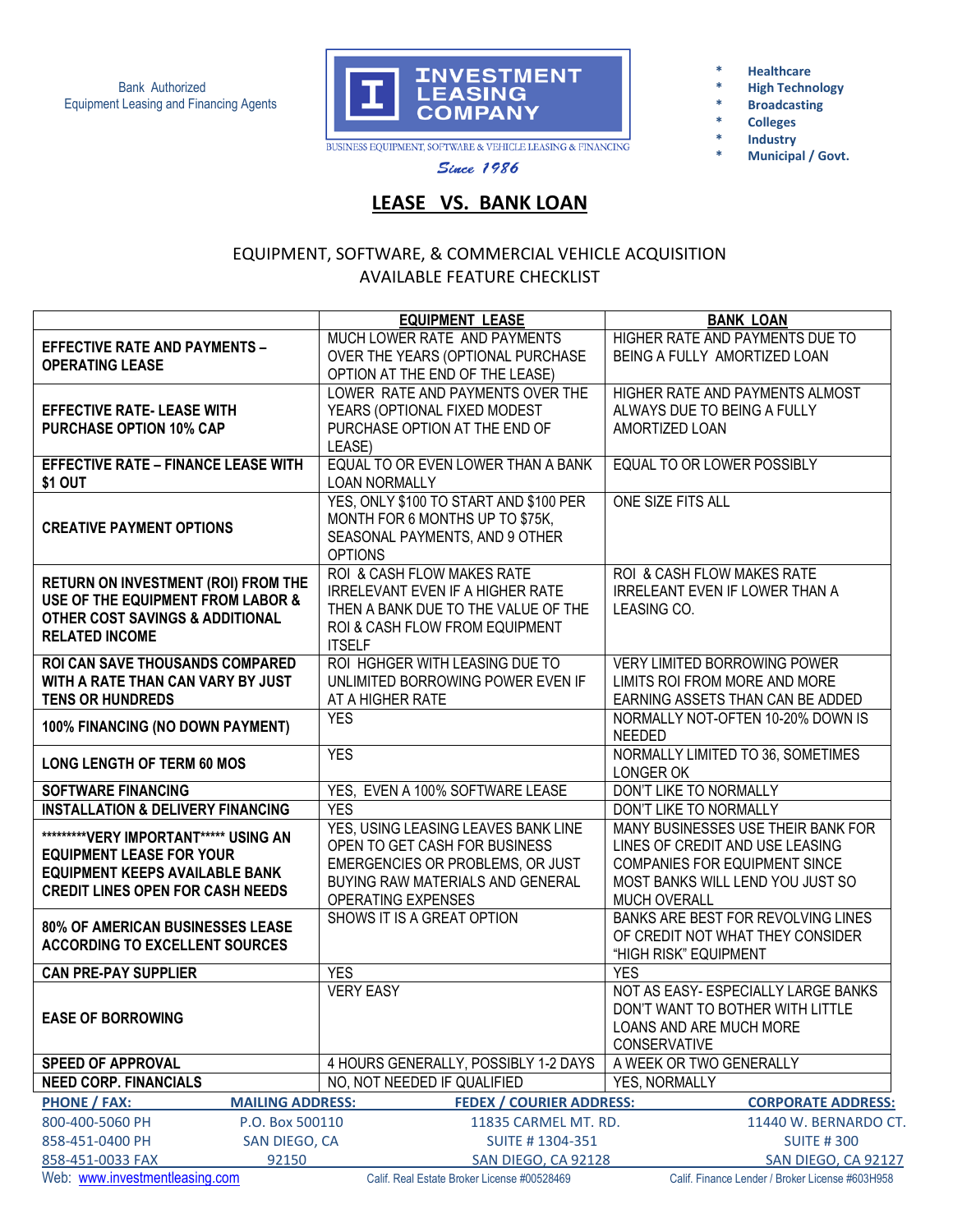Bank Authorized
Equipment Leasing and Financing Agents

**INVESTMENT LEASING COMPANY**

BUSINESS EQUIPMENT, SOFTWARE & VEHICLE LEASING & FINANCING

*Since 1986*

- **Healthcare**
- **High Technology**
- **Broadcasting**
- **Colleges**
- **Industry**
- **Municipal / Govt.**

# LEASE VS. BANK LOAN

## EQUIPMENT, SOFTWARE, & COMMERCIAL VEHICLE ACQUISITION AVAILABLE FEATURE CHECKLIST

| | **EQUIPMENT LEASE** | **BANK LOAN** |
|---|---|---|
| **EFFECTIVE RATE AND PAYMENTS – OPERATING LEASE** | MUCH LOWER RATE AND PAYMENTS OVER THE YEARS (OPTIONAL PURCHASE OPTION AT THE END OF THE LEASE) | HIGHER RATE AND PAYMENTS DUE TO BEING A FULLY AMORTIZED LOAN |
| **EFFECTIVE RATE- LEASE WITH PURCHASE OPTION 10% CAP** | LOWER RATE AND PAYMENTS OVER THE YEARS (OPTIONAL FIXED MODEST PURCHASE OPTION AT THE END OF LEASE) | HIGHER RATE AND PAYMENTS ALMOST ALWAYS DUE TO BEING A FULLY AMORTIZED LOAN |
| **EFFECTIVE RATE – FINANCE LEASE WITH $1 OUT** | EQUAL TO OR EVEN LOWER THAN A BANK LOAN NORMALLY | EQUAL TO OR LOWER POSSIBLY |
| **CREATIVE PAYMENT OPTIONS** | YES, ONLY $100 TO START AND $100 PER MONTH FOR 6 MONTHS UP TO $75K, SEASONAL PAYMENTS, AND 9 OTHER OPTIONS | ONE SIZE FITS ALL |
| **RETURN ON INVESTMENT (ROI) FROM THE USE OF THE EQUIPMENT FROM LABOR & OTHER COST SAVINGS & ADDITIONAL RELATED INCOME** | ROI & CASH FLOW MAKES RATE IRRELEVANT EVEN IF A HIGHER RATE THEN A BANK DUE TO THE VALUE OF THE ROI & CASH FLOW FROM EQUIPMENT ITSELF | ROI & CASH FLOW MAKES RATE IRRELEANT EVEN IF LOWER THAN A LEASING CO. |
| **ROI CAN SAVE THOUSANDS COMPARED WITH A RATE THAN CAN VARY BY JUST TENS OR HUNDREDS** | ROI HGHGER WITH LEASING DUE TO UNLIMITED BORROWING POWER EVEN IF AT A HIGHER RATE | VERY LIMITED BORROWING POWER LIMITS ROI FROM MORE AND MORE EARNING ASSETS THAN CAN BE ADDED |
| **100% FINANCING (NO DOWN PAYMENT)** | YES | NORMALLY NOT-OFTEN 10-20% DOWN IS NEEDED |
| **LONG LENGTH OF TERM 60 MOS** | YES | NORMALLY LIMITED TO 36, SOMETIMES LONGER OK |
| **SOFTWARE FINANCING** | YES, EVEN A 100% SOFTWARE LEASE | DON'T LIKE TO NORMALLY |
| **INSTALLATION & DELIVERY FINANCING** | YES | DON'T LIKE TO NORMALLY |
| **\*\*\*\*\*\*\*\*\*VERY IMPORTANT\*\*\*\*\* USING AN EQUIPMENT LEASE FOR YOUR EQUIPMENT KEEPS AVAILABLE BANK CREDIT LINES OPEN FOR CASH NEEDS** | YES, USING LEASING LEAVES BANK LINE OPEN TO GET CASH FOR BUSINESS EMERGENCIES OR PROBLEMS, OR JUST BUYING RAW MATERIALS AND GENERAL OPERATING EXPENSES | MANY BUSINESSES USE THEIR BANK FOR LINES OF CREDIT AND USE LEASING COMPANIES FOR EQUIPMENT SINCE MOST BANKS WILL LEND YOU JUST SO MUCH OVERALL |
| **80% OF AMERICAN BUSINESSES LEASE ACCORDING TO EXCELLENT SOURCES** | SHOWS IT IS A GREAT OPTION | BANKS ARE BEST FOR REVOLVING LINES OF CREDIT NOT WHAT THEY CONSIDER "HIGH RISK" EQUIPMENT |
| **CAN PRE-PAY SUPPLIER** | YES | YES |
| **EASE OF BORROWING** | VERY EASY | NOT AS EASY- ESPECIALLY LARGE BANKS DON'T WANT TO BOTHER WITH LITTLE LOANS AND ARE MUCH MORE CONSERVATIVE |
| **SPEED OF APPROVAL** | 4 HOURS GENERALLY, POSSIBLY 1-2 DAYS | A WEEK OR TWO GENERALLY |
| **NEED CORP. FINANCIALS** | NO, NOT NEEDED IF QUALIFIED | YES, NORMALLY |

| PHONE / FAX: | MAILING ADDRESS: | FEDEX / COURIER ADDRESS: | CORPORATE ADDRESS: |
|---|---|---|---|
| 800-400-5060 PH | P.O. Box 500110 | 11835 CARMEL MT. RD. | 11440 W. BERNARDO CT. |
| 858-451-0400 PH | SAN DIEGO, CA | SUITE # 1304-351 | SUITE # 300 |
| 858-451-0033 FAX | 92150 | SAN DIEGO, CA 92128 | SAN DIEGO, CA 92127 |

Web: www.investmentleasing.com Calif. Real Estate Broker License #00528469 Calif. Finance Lender / Broker License #603H958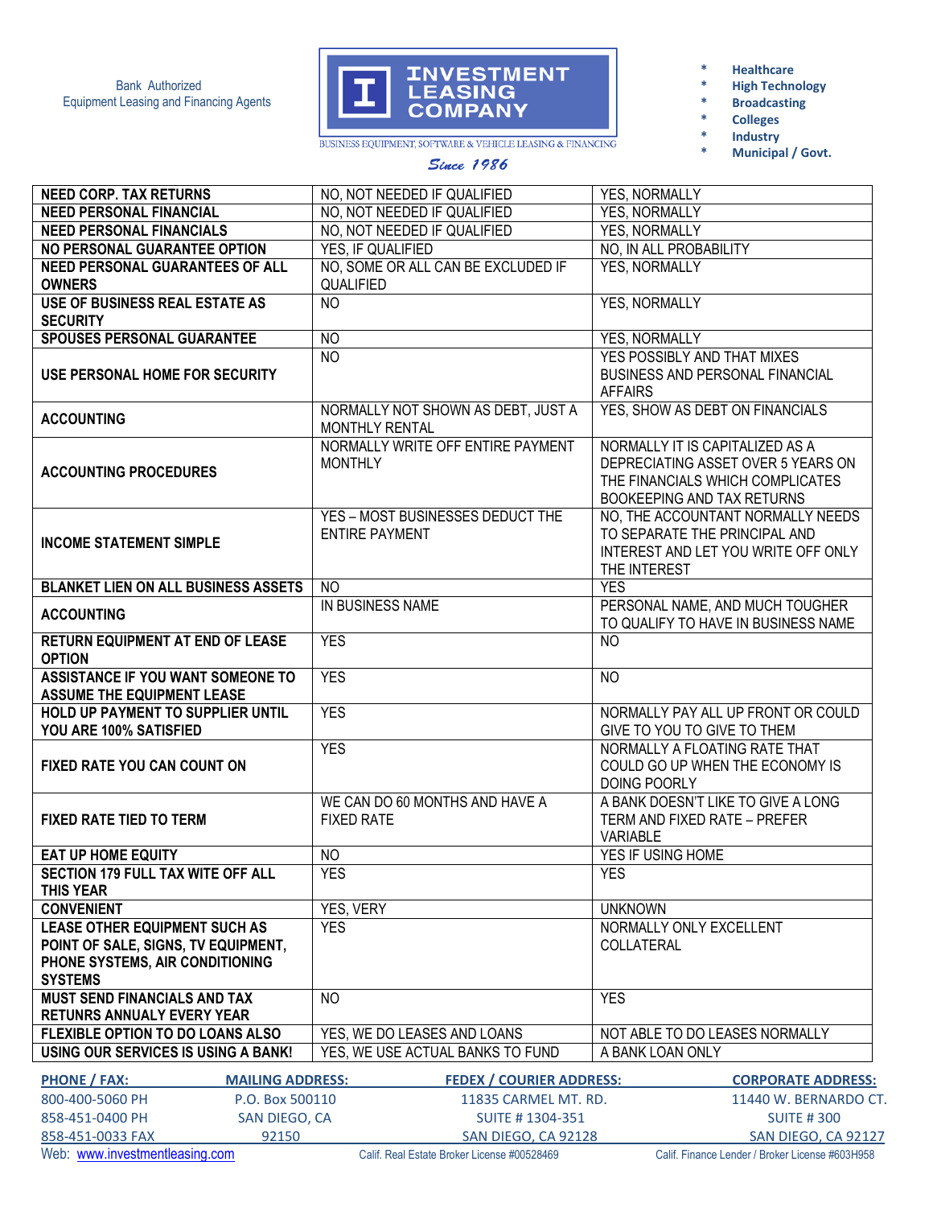Bank Authorized
Equipment Leasing and Financing Agents

**INVESTMENT LEASING COMPANY**

BUSINESS EQUIPMENT, SOFTWARE & VEHICLE LEASING & FINANCING

*Since 1986*

- Healthcare
- High Technology
- Broadcasting
- Colleges
- Industry
- Municipal / Govt.

| | | |
|---|---|---|
| **NEED CORP. TAX RETURNS** | NO, NOT NEEDED IF QUALIFIED | YES, NORMALLY |
| **NEED PERSONAL FINANCIAL** | NO, NOT NEEDED IF QUALIFIED | YES, NORMALLY |
| **NEED PERSONAL FINANCIALS** | NO, NOT NEEDED IF QUALIFIED | YES, NORMALLY |
| **NO PERSONAL GUARANTEE OPTION** | YES, IF QUALIFIED | NO, IN ALL PROBABILITY |
| **NEED PERSONAL GUARANTEES OF ALL OWNERS** | NO, SOME OR ALL CAN BE EXCLUDED IF QUALIFIED | YES, NORMALLY |
| **USE OF BUSINESS REAL ESTATE AS SECURITY** | NO | YES, NORMALLY |
| **SPOUSES PERSONAL GUARANTEE** | NO | YES, NORMALLY |
| **USE PERSONAL HOME FOR SECURITY** | NO | YES POSSIBLY AND THAT MIXES BUSINESS AND PERSONAL FINANCIAL AFFAIRS |
| **ACCOUNTING** | NORMALLY NOT SHOWN AS DEBT, JUST A MONTHLY RENTAL | YES, SHOW AS DEBT ON FINANCIALS |
| **ACCOUNTING PROCEDURES** | NORMALLY WRITE OFF ENTIRE PAYMENT MONTHLY | NORMALLY IT IS CAPITALIZED AS A DEPRECIATING ASSET OVER 5 YEARS ON THE FINANCIALS WHICH COMPLICATES BOOKEEPING AND TAX RETURNS |
| **INCOME STATEMENT SIMPLE** | YES – MOST BUSINESSES DEDUCT THE ENTIRE PAYMENT | NO, THE ACCOUNTANT NORMALLY NEEDS TO SEPARATE THE PRINCIPAL AND INTEREST AND LET YOU WRITE OFF ONLY THE INTEREST |
| **BLANKET LIEN ON ALL BUSINESS ASSETS** | NO | YES |
| **ACCOUNTING** | IN BUSINESS NAME | PERSONAL NAME, AND MUCH TOUGHER TO QUALIFY TO HAVE IN BUSINESS NAME |
| **RETURN EQUIPMENT AT END OF LEASE OPTION** | YES | NO |
| **ASSISTANCE IF YOU WANT SOMEONE TO ASSUME THE EQUIPMENT LEASE** | YES | NO |
| **HOLD UP PAYMENT TO SUPPLIER UNTIL YOU ARE 100% SATISFIED** | YES | NORMALLY PAY ALL UP FRONT OR COULD GIVE TO YOU TO GIVE TO THEM |
| **FIXED RATE YOU CAN COUNT ON** | YES | NORMALLY A FLOATING RATE THAT COULD GO UP WHEN THE ECONOMY IS DOING POORLY |
| **FIXED RATE TIED TO TERM** | WE CAN DO 60 MONTHS AND HAVE A FIXED RATE | A BANK DOESN'T LIKE TO GIVE A LONG TERM AND FIXED RATE – PREFER VARIABLE |
| **EAT UP HOME EQUITY** | NO | YES IF USING HOME |
| **SECTION 179 FULL TAX WITE OFF ALL THIS YEAR** | YES | YES |
| **CONVENIENT** | YES, VERY | UNKNOWN |
| **LEASE OTHER EQUIPMENT SUCH AS POINT OF SALE, SIGNS, TV EQUIPMENT, PHONE SYSTEMS, AIR CONDITIONING SYSTEMS** | YES | NORMALLY ONLY EXCELLENT COLLATERAL |
| **MUST SEND FINANCIALS AND TAX RETUNRS ANNUALY EVERY YEAR** | NO | YES |
| **FLEXIBLE OPTION TO DO LOANS ALSO** | YES, WE DO LEASES AND LOANS | NOT ABLE TO DO LEASES NORMALLY |
| **USING OUR SERVICES IS USING A BANK!** | YES, WE USE ACTUAL BANKS TO FUND | A BANK LOAN ONLY |

| PHONE / FAX: | MAILING ADDRESS: | FEDEX / COURIER ADDRESS: | CORPORATE ADDRESS: |
|---|---|---|---|
| 800-400-5060 PH | P.O. Box 500110 | 11835 CARMEL MT. RD. | 11440 W. BERNARDO CT. |
| 858-451-0400 PH | SAN DIEGO, CA | SUITE # 1304-351 | SUITE # 300 |
| 858-451-0033 FAX | 92150 | SAN DIEGO, CA 92128 | SAN DIEGO, CA 92127 |

Web: www.investmentleasing.com    Calif. Real Estate Broker License #00528469    Calif. Finance Lender / Broker License #603H958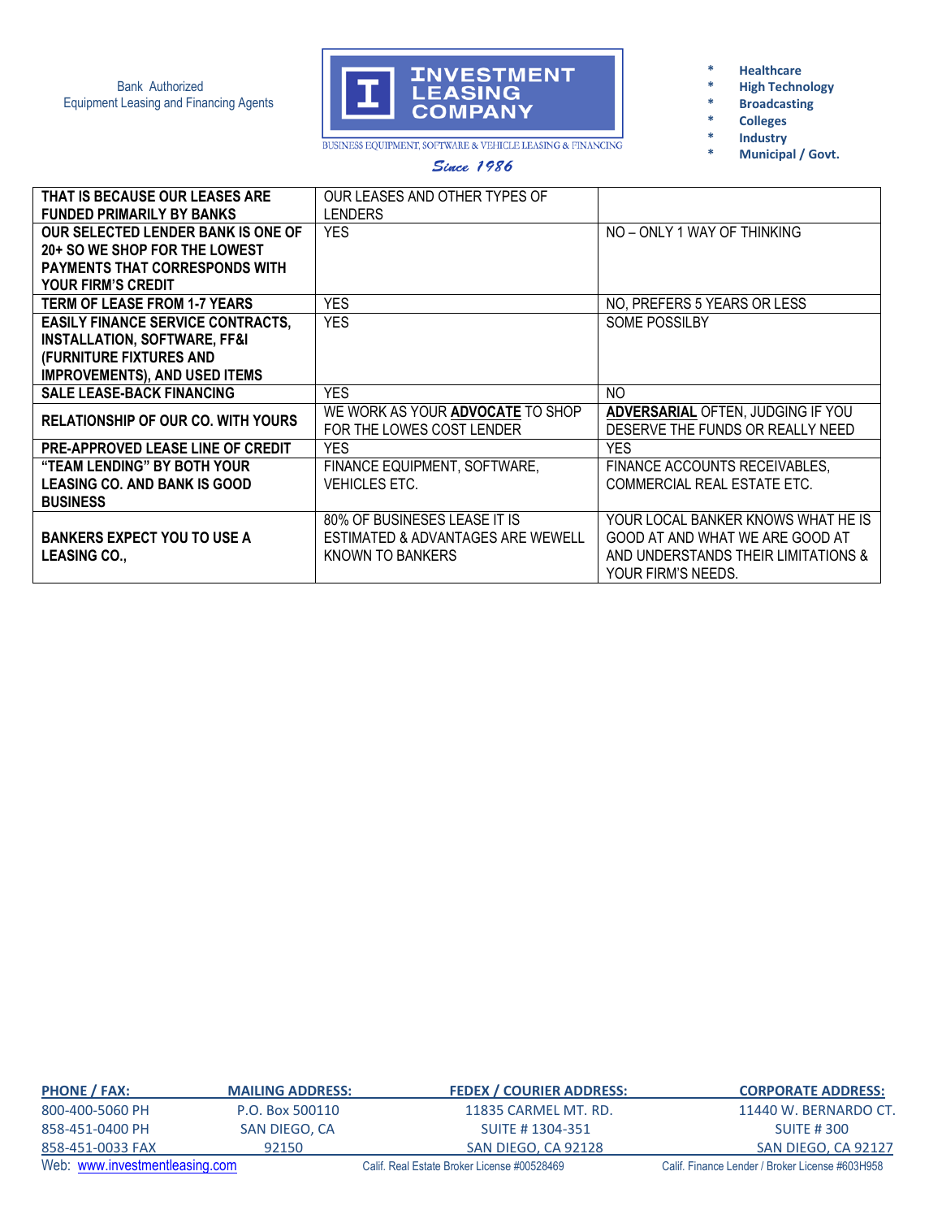Bank Authorized
Equipment Leasing and Financing Agents

INVESTMENT LEASING COMPANY

BUSINESS EQUIPMENT, SOFTWARE & VEHICLE LEASING & FINANCING

*Since 1986*

- Healthcare
- High Technology
- Broadcasting
- Colleges
- Industry
- Municipal / Govt.

| | | |
|---|---|---|
| **THAT IS BECAUSE OUR LEASES ARE FUNDED PRIMARILY BY BANKS** | OUR LEASES AND OTHER TYPES OF LENDERS | |
| **OUR SELECTED LENDER BANK IS ONE OF 20+ SO WE SHOP FOR THE LOWEST PAYMENTS THAT CORRESPONDS WITH YOUR FIRM'S CREDIT** | YES | NO – ONLY 1 WAY OF THINKING |
| **TERM OF LEASE FROM 1-7 YEARS** | YES | NO, PREFERS 5 YEARS OR LESS |
| **EASILY FINANCE SERVICE CONTRACTS, INSTALLATION, SOFTWARE, FF&I (FURNITURE FIXTURES AND IMPROVEMENTS), AND USED ITEMS** | YES | SOME POSSILBY |
| **SALE LEASE-BACK FINANCING** | YES | NO |
| **RELATIONSHIP OF OUR CO. WITH YOURS** | WE WORK AS YOUR **ADVOCATE** TO SHOP FOR THE LOWES COST LENDER | **ADVERSARIAL** OFTEN, JUDGING IF YOU DESERVE THE FUNDS OR REALLY NEED |
| **PRE-APPROVED LEASE LINE OF CREDIT** | YES | YES |
| **"TEAM LENDING" BY BOTH YOUR LEASING CO. AND BANK IS GOOD BUSINESS** | FINANCE EQUIPMENT, SOFTWARE, VEHICLES ETC. | FINANCE ACCOUNTS RECEIVABLES, COMMERCIAL REAL ESTATE ETC. |
| **BANKERS EXPECT YOU TO USE A LEASING CO.,** | 80% OF BUSINESES LEASE IT IS ESTIMATED & ADVANTAGES ARE WEWELL KNOWN TO BANKERS | YOUR LOCAL BANKER KNOWS WHAT HE IS GOOD AT AND WHAT WE ARE GOOD AT AND UNDERSTANDS THEIR LIMITATIONS & YOUR FIRM'S NEEDS. |

| PHONE / FAX: | MAILING ADDRESS: | FEDEX / COURIER ADDRESS: | CORPORATE ADDRESS: |
|---|---|---|---|
| 800-400-5060 PH | P.O. Box 500110 | 11835 CARMEL MT. RD. | 11440 W. BERNARDO CT. |
| 858-451-0400 PH | SAN DIEGO, CA | SUITE # 1304-351 | SUITE # 300 |
| 858-451-0033 FAX | 92150 | SAN DIEGO, CA 92128 | SAN DIEGO, CA 92127 |

Web: www.investmentleasing.com

Calif. Real Estate Broker License #00528469

Calif. Finance Lender / Broker License #603H958